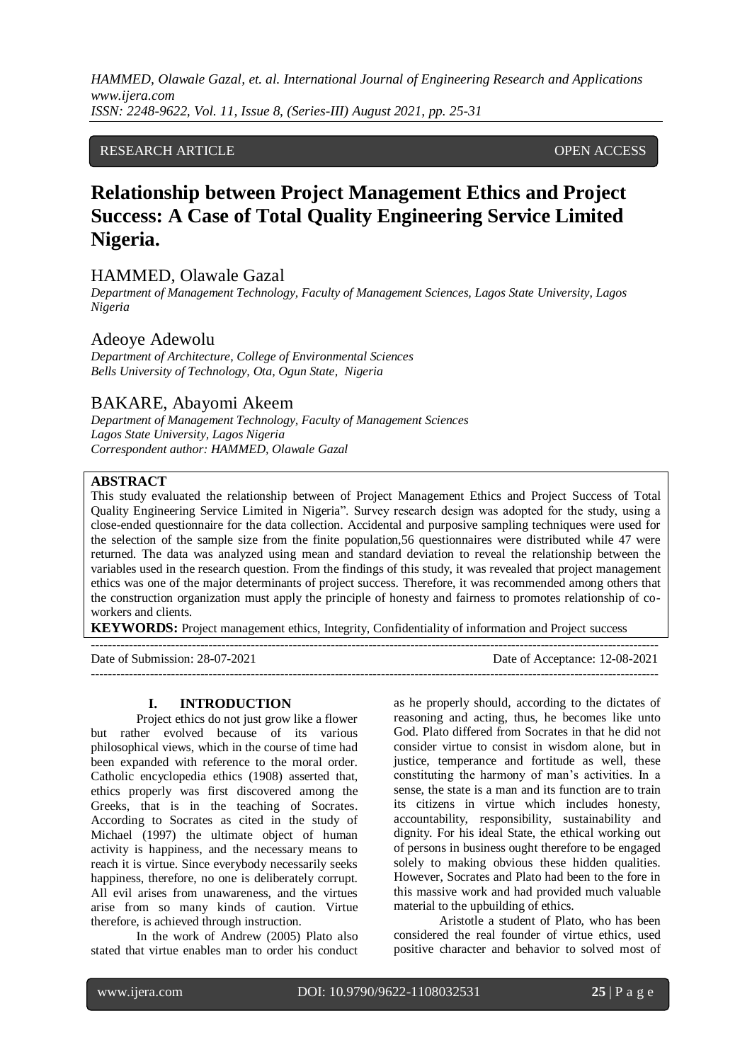RESEARCH ARTICLE OPEN ACCESS

# Relationship between Project Management Ethics and Project Success: A Case of Total Quality Engineering Service Limited Nigeria.

## HAMMED, Olawale Gazal

*Department of Management Technology, Faculty of Management Sciences, Lagos State University, Lagos Nigeria*

## Adeoye Adewolu

*Department of Architecture, College of Environmental Sciences*
*Bells University of Technology, Ota, Ogun State, Nigeria*

## BAKARE, Abayomi Akeem

*Department of Management Technology, Faculty of Management Sciences*
*Lagos State University, Lagos Nigeria*
*Correspondent author: HAMMED, Olawale Gazal*

**ABSTRACT**

This study evaluated the relationship between of Project Management Ethics and Project Success of Total Quality Engineering Service Limited in Nigeria". Survey research design was adopted for the study, using a close-ended questionnaire for the data collection. Accidental and purposive sampling techniques were used for the selection of the sample size from the finite population,56 questionnaires were distributed while 47 were returned. The data was analyzed using mean and standard deviation to reveal the relationship between the variables used in the research question. From the findings of this study, it was revealed that project management ethics was one of the major determinants of project success. Therefore, it was recommended among others that the construction organization must apply the principle of honesty and fairness to promotes relationship of co-workers and clients.

**KEYWORDS:** Project management ethics, Integrity, Confidentiality of information and Project success

---

Date of Submission: 28-07-2021 Date of Acceptance: 12-08-2021

---

## I. INTRODUCTION

Project ethics do not just grow like a flower but rather evolved because of its various philosophical views, which in the course of time had been expanded with reference to the moral order. Catholic encyclopedia ethics (1908) asserted that, ethics properly was first discovered among the Greeks, that is in the teaching of Socrates. According to Socrates as cited in the study of Michael (1997) the ultimate object of human activity is happiness, and the necessary means to reach it is virtue. Since everybody necessarily seeks happiness, therefore, no one is deliberately corrupt. All evil arises from unawareness, and the virtues arise from so many kinds of caution. Virtue therefore, is achieved through instruction.

In the work of Andrew (2005) Plato also stated that virtue enables man to order his conduct as he properly should, according to the dictates of reasoning and acting, thus, he becomes like unto God. Plato differed from Socrates in that he did not consider virtue to consist in wisdom alone, but in justice, temperance and fortitude as well, these constituting the harmony of man's activities. In a sense, the state is a man and its function are to train its citizens in virtue which includes honesty, accountability, responsibility, sustainability and dignity. For his ideal State, the ethical working out of persons in business ought therefore to be engaged solely to making obvious these hidden qualities. However, Socrates and Plato had been to the fore in this massive work and had provided much valuable material to the upbuilding of ethics.

Aristotle a student of Plato, who has been considered the real founder of virtue ethics, used positive character and behavior to solved most of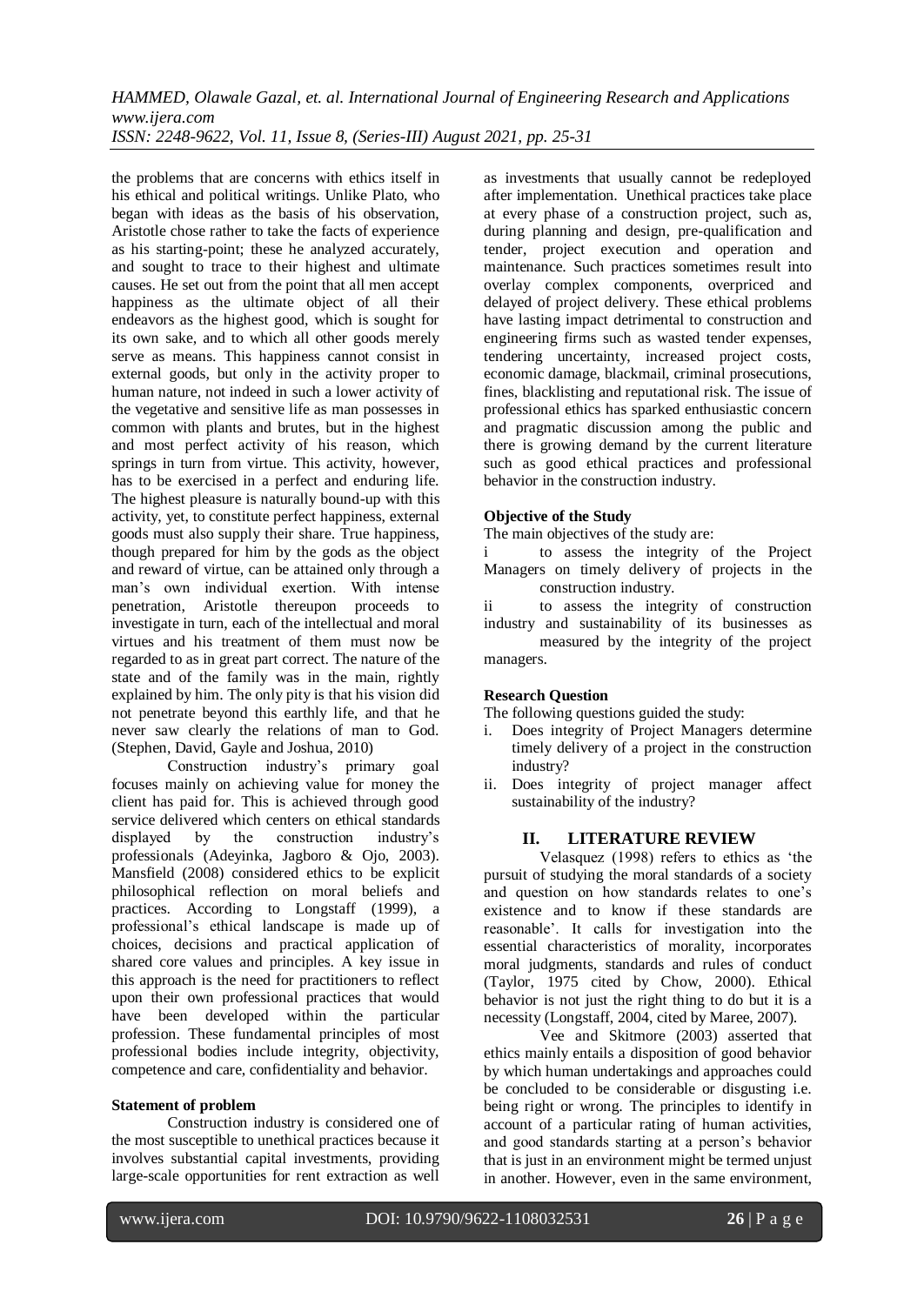the problems that are concerns with ethics itself in his ethical and political writings. Unlike Plato, who began with ideas as the basis of his observation, Aristotle chose rather to take the facts of experience as his starting-point; these he analyzed accurately, and sought to trace to their highest and ultimate causes. He set out from the point that all men accept happiness as the ultimate object of all their endeavors as the highest good, which is sought for its own sake, and to which all other goods merely serve as means. This happiness cannot consist in external goods, but only in the activity proper to human nature, not indeed in such a lower activity of the vegetative and sensitive life as man possesses in common with plants and brutes, but in the highest and most perfect activity of his reason, which springs in turn from virtue. This activity, however, has to be exercised in a perfect and enduring life. The highest pleasure is naturally bound-up with this activity, yet, to constitute perfect happiness, external goods must also supply their share. True happiness, though prepared for him by the gods as the object and reward of virtue, can be attained only through a man's own individual exertion. With intense penetration, Aristotle thereupon proceeds to investigate in turn, each of the intellectual and moral virtues and his treatment of them must now be regarded to as in great part correct. The nature of the state and of the family was in the main, rightly explained by him. The only pity is that his vision did not penetrate beyond this earthly life, and that he never saw clearly the relations of man to God. (Stephen, David, Gayle and Joshua, 2010)

Construction industry's primary goal focuses mainly on achieving value for money the client has paid for. This is achieved through good service delivered which centers on ethical standards displayed by the construction industry's professionals (Adeyinka, Jagboro & Ojo, 2003). Mansfield (2008) considered ethics to be explicit philosophical reflection on moral beliefs and practices. According to Longstaff (1999), a professional's ethical landscape is made up of choices, decisions and practical application of shared core values and principles. A key issue in this approach is the need for practitioners to reflect upon their own professional practices that would have been developed within the particular profession. These fundamental principles of most professional bodies include integrity, objectivity, competence and care, confidentiality and behavior.

**Statement of problem**

Construction industry is considered one of the most susceptible to unethical practices because it involves substantial capital investments, providing large-scale opportunities for rent extraction as well as investments that usually cannot be redeployed after implementation. Unethical practices take place at every phase of a construction project, such as, during planning and design, pre-qualification and tender, project execution and operation and maintenance. Such practices sometimes result into overlay complex components, overpriced and delayed of project delivery. These ethical problems have lasting impact detrimental to construction and engineering firms such as wasted tender expenses, tendering uncertainty, increased project costs, economic damage, blackmail, criminal prosecutions, fines, blacklisting and reputational risk. The issue of professional ethics has sparked enthusiastic concern and pragmatic discussion among the public and there is growing demand by the current literature such as good ethical practices and professional behavior in the construction industry.

**Objective of the Study**

The main objectives of the study are:

i to assess the integrity of the Project Managers on timely delivery of projects in the construction industry.

ii to assess the integrity of construction industry and sustainability of its businesses as measured by the integrity of the project managers.

**Research Question**

The following questions guided the study:

i. Does integrity of Project Managers determine timely delivery of a project in the construction industry?
ii. Does integrity of project manager affect sustainability of the industry?

## II. LITERATURE REVIEW

Velasquez (1998) refers to ethics as 'the pursuit of studying the moral standards of a society and question on how standards relates to one's existence and to know if these standards are reasonable'. It calls for investigation into the essential characteristics of morality, incorporates moral judgments, standards and rules of conduct (Taylor, 1975 cited by Chow, 2000). Ethical behavior is not just the right thing to do but it is a necessity (Longstaff, 2004, cited by Maree, 2007).

Vee and Skitmore (2003) asserted that ethics mainly entails a disposition of good behavior by which human undertakings and approaches could be concluded to be considerable or disgusting i.e. being right or wrong. The principles to identify in account of a particular rating of human activities, and good standards starting at a person's behavior that is just in an environment might be termed unjust in another. However, even in the same environment,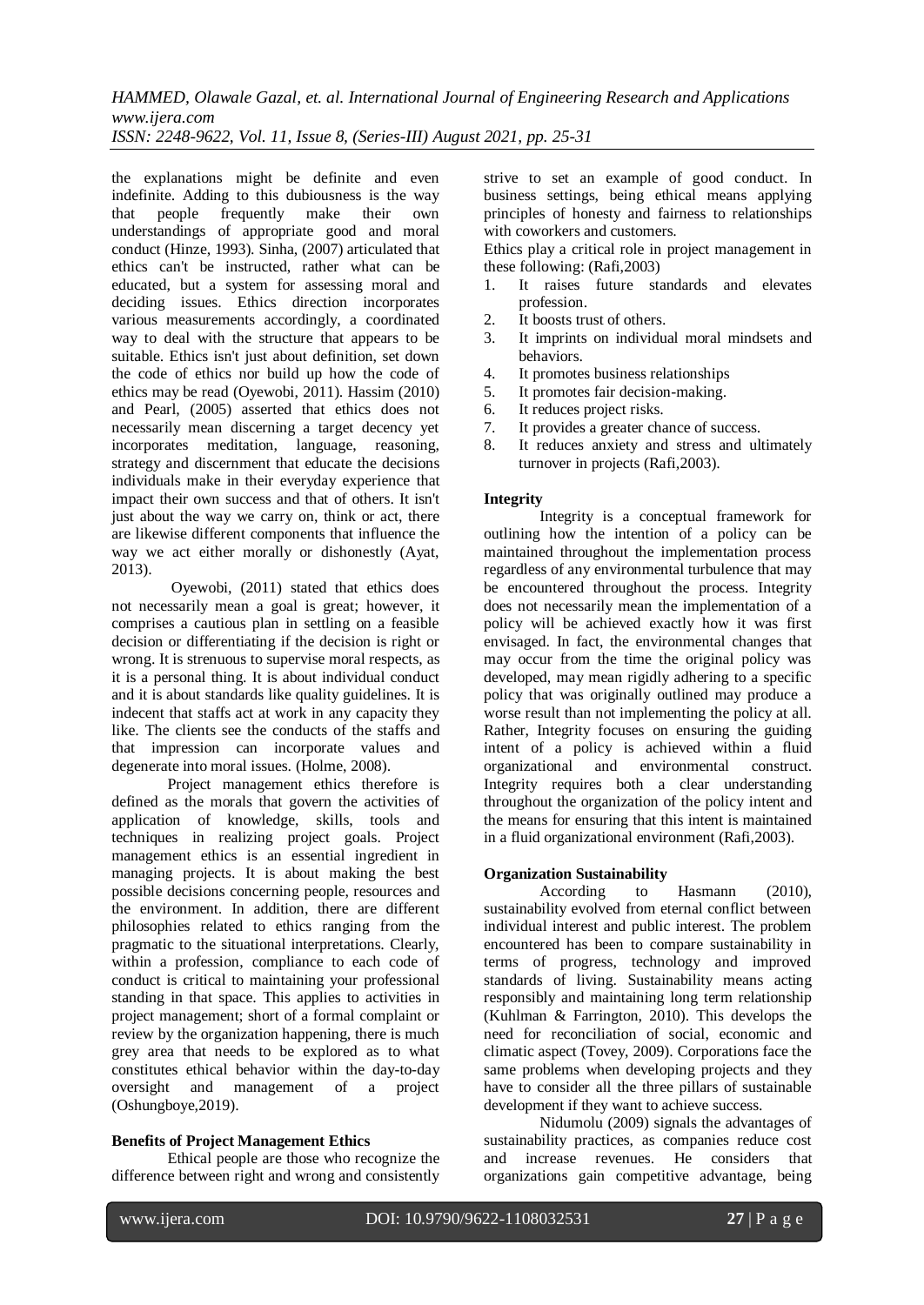the explanations might be definite and even indefinite. Adding to this dubiousness is the way that people frequently make their own understandings of appropriate good and moral conduct (Hinze, 1993). Sinha, (2007) articulated that ethics can't be instructed, rather what can be educated, but a system for assessing moral and deciding issues. Ethics direction incorporates various measurements accordingly, a coordinated way to deal with the structure that appears to be suitable. Ethics isn't just about definition, set down the code of ethics nor build up how the code of ethics may be read (Oyewobi, 2011). Hassim (2010) and Pearl, (2005) asserted that ethics does not necessarily mean discerning a target decency yet incorporates meditation, language, reasoning, strategy and discernment that educate the decisions individuals make in their everyday experience that impact their own success and that of others. It isn't just about the way we carry on, think or act, there are likewise different components that influence the way we act either morally or dishonestly (Ayat, 2013).

Oyewobi, (2011) stated that ethics does not necessarily mean a goal is great; however, it comprises a cautious plan in settling on a feasible decision or differentiating if the decision is right or wrong. It is strenuous to supervise moral respects, as it is a personal thing. It is about individual conduct and it is about standards like quality guidelines. It is indecent that staffs act at work in any capacity they like. The clients see the conducts of the staffs and that impression can incorporate values and degenerate into moral issues. (Holme, 2008).

Project management ethics therefore is defined as the morals that govern the activities of application of knowledge, skills, tools and techniques in realizing project goals. Project management ethics is an essential ingredient in managing projects. It is about making the best possible decisions concerning people, resources and the environment. In addition, there are different philosophies related to ethics ranging from the pragmatic to the situational interpretations. Clearly, within a profession, compliance to each code of conduct is critical to maintaining your professional standing in that space. This applies to activities in project management; short of a formal complaint or review by the organization happening, there is much grey area that needs to be explored as to what constitutes ethical behavior within the day-to-day oversight and management of a project (Oshungboye,2019).

**Benefits of Project Management Ethics**

Ethical people are those who recognize the difference between right and wrong and consistently strive to set an example of good conduct. In business settings, being ethical means applying principles of honesty and fairness to relationships with coworkers and customers.

Ethics play a critical role in project management in these following: (Rafi,2003)

1. It raises future standards and elevates profession.
2. It boosts trust of others.
3. It imprints on individual moral mindsets and behaviors.
4. It promotes business relationships
5. It promotes fair decision-making.
6. It reduces project risks.
7. It provides a greater chance of success.
8. It reduces anxiety and stress and ultimately turnover in projects (Rafi,2003).

**Integrity**

Integrity is a conceptual framework for outlining how the intention of a policy can be maintained throughout the implementation process regardless of any environmental turbulence that may be encountered throughout the process. Integrity does not necessarily mean the implementation of a policy will be achieved exactly how it was first envisaged. In fact, the environmental changes that may occur from the time the original policy was developed, may mean rigidly adhering to a specific policy that was originally outlined may produce a worse result than not implementing the policy at all. Rather, Integrity focuses on ensuring the guiding intent of a policy is achieved within a fluid organizational and environmental construct. Integrity requires both a clear understanding throughout the organization of the policy intent and the means for ensuring that this intent is maintained in a fluid organizational environment (Rafi,2003).

**Organization Sustainability**

According to Hasmann (2010), sustainability evolved from eternal conflict between individual interest and public interest. The problem encountered has been to compare sustainability in terms of progress, technology and improved standards of living. Sustainability means acting responsibly and maintaining long term relationship (Kuhlman & Farrington, 2010). This develops the need for reconciliation of social, economic and climatic aspect (Tovey, 2009). Corporations face the same problems when developing projects and they have to consider all the three pillars of sustainable development if they want to achieve success.

Nidumolu (2009) signals the advantages of sustainability practices, as companies reduce cost and increase revenues. He considers that organizations gain competitive advantage, being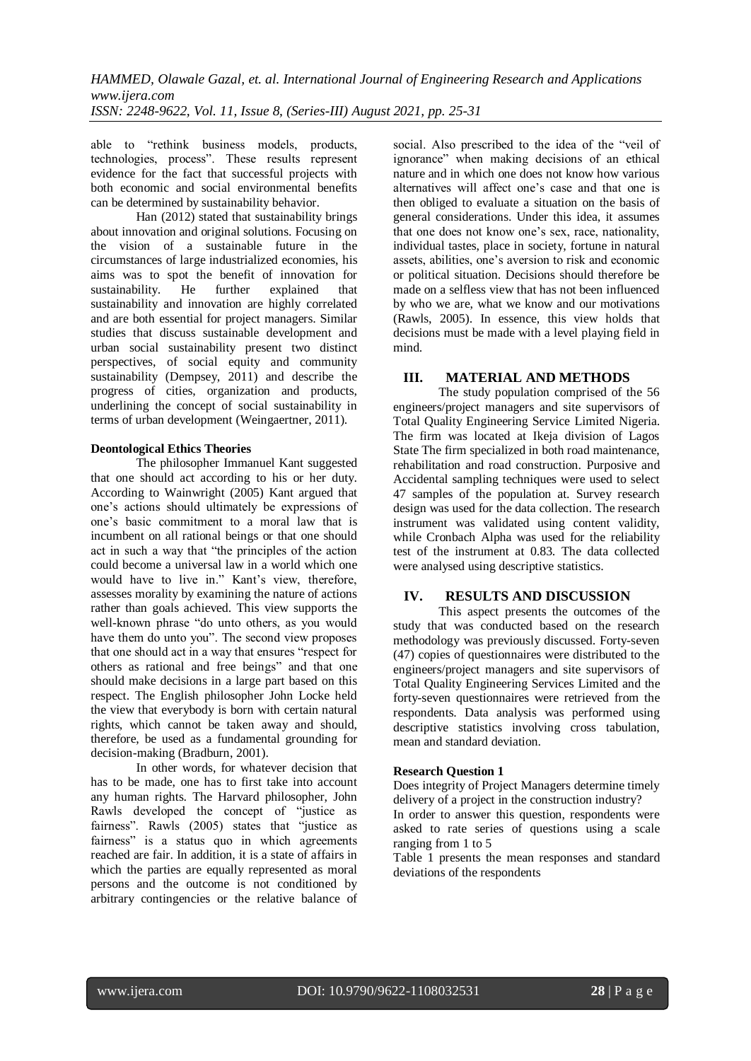able to "rethink business models, products, technologies, process". These results represent evidence for the fact that successful projects with both economic and social environmental benefits can be determined by sustainability behavior.

Han (2012) stated that sustainability brings about innovation and original solutions. Focusing on the vision of a sustainable future in the circumstances of large industrialized economies, his aims was to spot the benefit of innovation for sustainability. He further explained that sustainability and innovation are highly correlated and are both essential for project managers. Similar studies that discuss sustainable development and urban social sustainability present two distinct perspectives, of social equity and community sustainability (Dempsey, 2011) and describe the progress of cities, organization and products, underlining the concept of social sustainability in terms of urban development (Weingaertner, 2011).

**Deontological Ethics Theories**

The philosopher Immanuel Kant suggested that one should act according to his or her duty. According to Wainwright (2005) Kant argued that one's actions should ultimately be expressions of one's basic commitment to a moral law that is incumbent on all rational beings or that one should act in such a way that "the principles of the action could become a universal law in a world which one would have to live in." Kant's view, therefore, assesses morality by examining the nature of actions rather than goals achieved. This view supports the well-known phrase "do unto others, as you would have them do unto you". The second view proposes that one should act in a way that ensures "respect for others as rational and free beings" and that one should make decisions in a large part based on this respect. The English philosopher John Locke held the view that everybody is born with certain natural rights, which cannot be taken away and should, therefore, be used as a fundamental grounding for decision-making (Bradburn, 2001).

In other words, for whatever decision that has to be made, one has to first take into account any human rights. The Harvard philosopher, John Rawls developed the concept of "justice as fairness". Rawls (2005) states that "justice as fairness" is a status quo in which agreements reached are fair. In addition, it is a state of affairs in which the parties are equally represented as moral persons and the outcome is not conditioned by arbitrary contingencies or the relative balance of social. Also prescribed to the idea of the "veil of ignorance" when making decisions of an ethical nature and in which one does not know how various alternatives will affect one's case and that one is then obliged to evaluate a situation on the basis of general considerations. Under this idea, it assumes that one does not know one's sex, race, nationality, individual tastes, place in society, fortune in natural assets, abilities, one's aversion to risk and economic or political situation. Decisions should therefore be made on a selfless view that has not been influenced by who we are, what we know and our motivations (Rawls, 2005). In essence, this view holds that decisions must be made with a level playing field in mind.

## III. MATERIAL AND METHODS

The study population comprised of the 56 engineers/project managers and site supervisors of Total Quality Engineering Service Limited Nigeria. The firm was located at Ikeja division of Lagos State The firm specialized in both road maintenance, rehabilitation and road construction. Purposive and Accidental sampling techniques were used to select 47 samples of the population at. Survey research design was used for the data collection. The research instrument was validated using content validity, while Cronbach Alpha was used for the reliability test of the instrument at 0.83. The data collected were analysed using descriptive statistics.

## IV. RESULTS AND DISCUSSION

This aspect presents the outcomes of the study that was conducted based on the research methodology was previously discussed. Forty-seven (47) copies of questionnaires were distributed to the engineers/project managers and site supervisors of Total Quality Engineering Services Limited and the forty-seven questionnaires were retrieved from the respondents. Data analysis was performed using descriptive statistics involving cross tabulation, mean and standard deviation.

**Research Question 1**

Does integrity of Project Managers determine timely delivery of a project in the construction industry?

In order to answer this question, respondents were asked to rate series of questions using a scale ranging from 1 to 5

Table 1 presents the mean responses and standard deviations of the respondents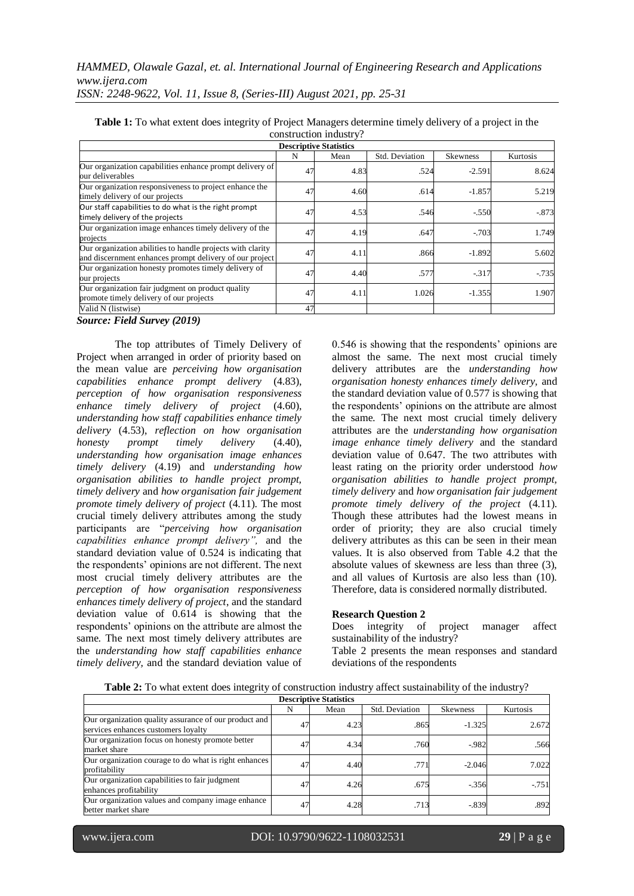**Table 1:** To what extent does integrity of Project Managers determine timely delivery of a project in the construction industry?

| Descriptive Statistics | | | | | |
|---|---|---|---|---|---|
| | N | Mean | Std. Deviation | Skewness | Kurtosis |
| Our organization capabilities enhance prompt delivery of our deliverables | 47 | 4.83 | .524 | -2.591 | 8.624 |
| Our organization responsiveness to project enhance the timely delivery of our projects | 47 | 4.60 | .614 | -1.857 | 5.219 |
| Our staff capabilities to do what is the right prompt timely delivery of the projects | 47 | 4.53 | .546 | -.550 | -.873 |
| Our organization image enhances timely delivery of the projects | 47 | 4.19 | .647 | -.703 | 1.749 |
| Our organization abilities to handle projects with clarity and discernment enhances prompt delivery of our project | 47 | 4.11 | .866 | -1.892 | 5.602 |
| Our organization honesty promotes timely delivery of our projects | 47 | 4.40 | .577 | -.317 | -.735 |
| Our organization fair judgment on product quality promote timely delivery of our projects | 47 | 4.11 | 1.026 | -1.355 | 1.907 |
| Valid N (listwise) | 47 | | | | |

***Source: Field Survey (2019)***

The top attributes of Timely Delivery of Project when arranged in order of priority based on the mean value are *perceiving how organisation capabilities enhance prompt delivery* (4.83), *perception of how organisation responsiveness enhance timely delivery of project* (4.60), *understanding how staff capabilities enhance timely delivery* (4.53), *reflection on how organisation honesty prompt timely delivery* (4.40), *understanding how organisation image enhances timely delivery* (4.19) and *understanding how organisation abilities to handle project prompt, timely delivery* and *how organisation fair judgement promote timely delivery of project* (4.11). The most crucial timely delivery attributes among the study participants are "*perceiving how organisation capabilities enhance prompt delivery",* and the standard deviation value of 0.524 is indicating that the respondents' opinions are not different. The next most crucial timely delivery attributes are the *perception of how organisation responsiveness enhances timely delivery of project*, and the standard deviation value of 0.614 is showing that the respondents' opinions on the attribute are almost the same. The next most timely delivery attributes are the *understanding how staff capabilities enhance timely delivery,* and the standard deviation value of 0.546 is showing that the respondents' opinions are almost the same. The next most crucial timely delivery attributes are the *understanding how organisation honesty enhances timely delivery,* and the standard deviation value of 0.577 is showing that the respondents' opinions on the attribute are almost the same. The next most crucial timely delivery attributes are the *understanding how organisation image enhance timely delivery* and the standard deviation value of 0.647. The two attributes with least rating on the priority order understood *how organisation abilities to handle project prompt, timely delivery* and *how organisation fair judgement promote timely delivery of the project* (4.11). Though these attributes had the lowest means in order of priority; they are also crucial timely delivery attributes as this can be seen in their mean values. It is also observed from Table 4.2 that the absolute values of skewness are less than three (3), and all values of Kurtosis are also less than (10). Therefore, data is considered normally distributed.

**Research Question 2**

Does integrity of project manager affect sustainability of the industry?

Table 2 presents the mean responses and standard deviations of the respondents

**Table 2:** To what extent does integrity of construction industry affect sustainability of the industry?

| Descriptive Statistics | | | | | |
|---|---|---|---|---|---|
| | N | Mean | Std. Deviation | Skewness | Kurtosis |
| Our organization quality assurance of our product and services enhances customers loyalty | 47 | 4.23 | .865 | -1.325 | 2.672 |
| Our organization focus on honesty promote better market share | 47 | 4.34 | .760 | -.982 | .566 |
| Our organization courage to do what is right enhances profitability | 47 | 4.40 | .771 | -2.046 | 7.022 |
| Our organization capabilities to fair judgment enhances profitability | 47 | 4.26 | .675 | -.356 | -.751 |
| Our organization values and company image enhance better market share | 47 | 4.28 | .713 | -.839 | .892 |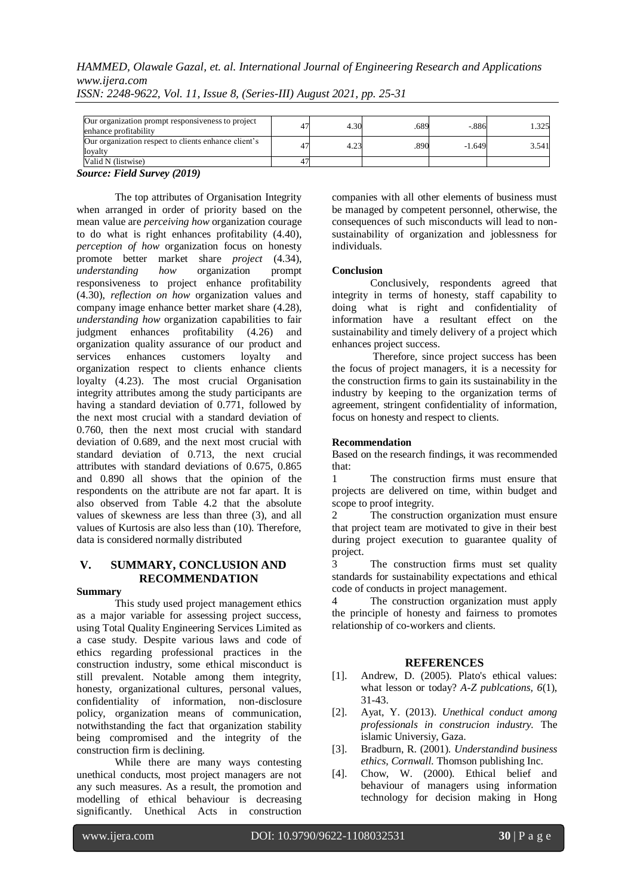| | | | | | |
|---|---|---|---|---|---|
| Our organization prompt responsiveness to project enhance profitability | 47 | 4.30 | .689 | -.886 | 1.325 |
| Our organization respect to clients enhance client's loyalty | 47 | 4.23 | .890 | -1.649 | 3.541 |
| Valid N (listwise) | 47 | | | | |

***Source: Field Survey (2019)***

The top attributes of Organisation Integrity when arranged in order of priority based on the mean value are *perceiving how* organization courage to do what is right enhances profitability (4.40), *perception of how* organization focus on honesty promote better market share *project* (4.34), *understanding how* organization prompt responsiveness to project enhance profitability (4.30), *reflection on how* organization values and company image enhance better market share (4.28), *understanding how* organization capabilities to fair judgment enhances profitability (4.26) and organization quality assurance of our product and services enhances customers loyalty and organization respect to clients enhance clients loyalty (4.23). The most crucial Organisation integrity attributes among the study participants are having a standard deviation of 0.771, followed by the next most crucial with a standard deviation of 0.760, then the next most crucial with standard deviation of 0.689, and the next most crucial with standard deviation of 0.713, the next crucial attributes with standard deviations of 0.675, 0.865 and 0.890 all shows that the opinion of the respondents on the attribute are not far apart. It is also observed from Table 4.2 that the absolute values of skewness are less than three (3), and all values of Kurtosis are also less than (10). Therefore, data is considered normally distributed

## V. SUMMARY, CONCLUSION AND RECOMMENDATION

**Summary**

This study used project management ethics as a major variable for assessing project success, using Total Quality Engineering Services Limited as a case study. Despite various laws and code of ethics regarding professional practices in the construction industry, some ethical misconduct is still prevalent. Notable among them integrity, honesty, organizational cultures, personal values, confidentiality of information, non-disclosure policy, organization means of communication, notwithstanding the fact that organization stability being compromised and the integrity of the construction firm is declining.

While there are many ways contesting unethical conducts, most project managers are not any such measures. As a result, the promotion and modelling of ethical behaviour is decreasing significantly. Unethical Acts in construction companies with all other elements of business must be managed by competent personnel, otherwise, the consequences of such misconducts will lead to non-sustainability of organization and joblessness for individuals.

**Conclusion**

Conclusively, respondents agreed that integrity in terms of honesty, staff capability to doing what is right and confidentiality of information have a resultant effect on the sustainability and timely delivery of a project which enhances project success.

Therefore, since project success has been the focus of project managers, it is a necessity for the construction firms to gain its sustainability in the industry by keeping to the organization terms of agreement, stringent confidentiality of information, focus on honesty and respect to clients.

**Recommendation**

Based on the research findings, it was recommended that:

1 The construction firms must ensure that projects are delivered on time, within budget and scope to proof integrity.

2 The construction organization must ensure that project team are motivated to give in their best during project execution to guarantee quality of project.

3 The construction firms must set quality standards for sustainability expectations and ethical code of conducts in project management.

4 The construction organization must apply the principle of honesty and fairness to promotes relationship of co-workers and clients.

## REFERENCES

[1]. Andrew, D. (2005). Plato's ethical values: what lesson or today? *A-Z publcations, 6*(1), 31-43.

[2]. Ayat, Y. (2013). *Unethical conduct among professionals in construcion industry.* The islamic Universiy, Gaza.

[3]. Bradburn, R. (2001). *Understandind business ethics, Cornwall.* Thomson publishing Inc.

[4]. Chow, W. (2000). Ethical belief and behaviour of managers using information technology for decision making in Hong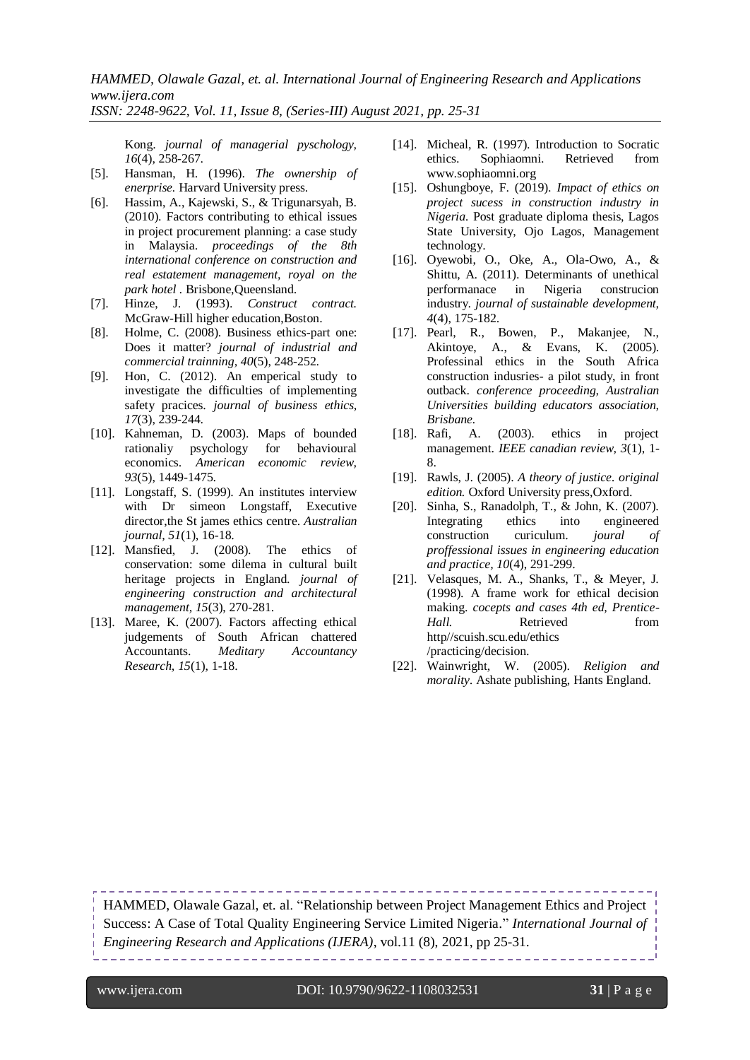Kong. *journal of managerial pyschology, 16*(4), 258-267.

[5]. Hansman, H. (1996). *The ownership of enerprise.* Harvard University press.

[6]. Hassim, A., Kajewski, S., & Trigunarsyah, B. (2010). Factors contributing to ethical issues in project procurement planning: a case study in Malaysia. *proceedings of the 8th international conference on construction and real estatement management, royal on the park hotel* . Brisbone,Queensland.

[7]. Hinze, J. (1993). *Construct contract.* McGraw-Hill higher education,Boston.

[8]. Holme, C. (2008). Business ethics-part one: Does it matter? *journal of industrial and commercial trainning, 40*(5), 248-252.

[9]. Hon, C. (2012). An emperical study to investigate the difficulties of implementing safety pracices. *journal of business ethics, 17*(3), 239-244.

[10]. Kahneman, D. (2003). Maps of bounded rationaliy psychology for behavioural economics. *American economic review, 93*(5), 1449-1475.

[11]. Longstaff, S. (1999). An institutes interview with Dr simeon Longstaff, Executive director,the St james ethics centre. *Australian journal, 51*(1), 16-18.

[12]. Mansfied, J. (2008). The ethics of conservation: some dilema in cultural built heritage projects in England. *journal of engineering construction and architectural management, 15*(3), 270-281.

[13]. Maree, K. (2007). Factors affecting ethical judgements of South African chattered Accountants. *Meditary Accountancy Research, 15*(1), 1-18.

[14]. Micheal, R. (1997). Introduction to Socratic ethics. Sophiaomni. Retrieved from www.sophiaomni.org

[15]. Oshungboye, F. (2019). *Impact of ethics on project sucess in construction industry in Nigeria.* Post graduate diploma thesis, Lagos State University, Ojo Lagos, Management technology.

[16]. Oyewobi, O., Oke, A., Ola-Owo, A., & Shittu, A. (2011). Determinants of unethical performanace in Nigeria construcion industry. *journal of sustainable development, 4*(4), 175-182.

[17]. Pearl, R., Bowen, P., Makanjee, N., Akintoye, A., & Evans, K. (2005). Professinal ethics in the South Africa construction indusries- a pilot study, in front outback. *conference proceeding, Australian Universities building educators association, Brisbane.*

[18]. Rafi, A. (2003). ethics in project management. *IEEE canadian review, 3*(1), 1-8.

[19]. Rawls, J. (2005). *A theory of justice. original edition.* Oxford University press,Oxford.

[20]. Sinha, S., Ranadolph, T., & John, K. (2007). Integrating ethics into engineered construction curiculum. *joural of proffessional issues in engineering education and practice, 10*(4), 291-299.

[21]. Velasques, M. A., Shanks, T., & Meyer, J. (1998). A frame work for ethical decision making. *cocepts and cases 4th ed, Prentice-Hall.* Retrieved from http//scuish.scu.edu/ethics /practicing/decision.

[22]. Wainwright, W. (2005). *Religion and morality*. Ashate publishing, Hants England.

HAMMED, Olawale Gazal, et. al. "Relationship between Project Management Ethics and Project Success: A Case of Total Quality Engineering Service Limited Nigeria." *International Journal of Engineering Research and Applications (IJERA)*, vol.11 (8), 2021, pp 25-31.